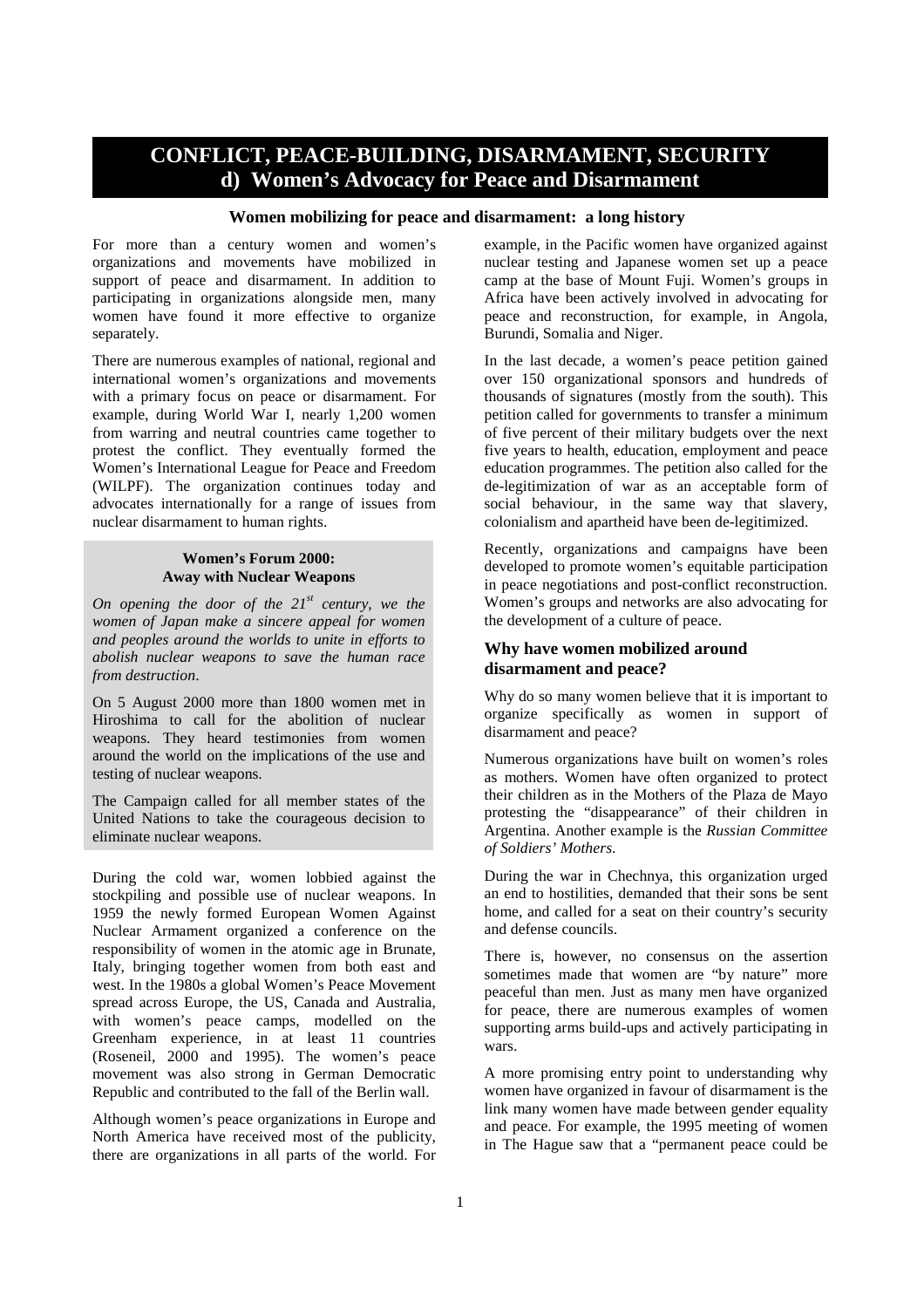# CONFLICT, PEACE-BUILDING, DISARMAMENT, SECURITY
## d) Women's Advocacy for Peace and Disarmament

### Women mobilizing for peace and disarmament: a long history

For more than a century women and women's organizations and movements have mobilized in support of peace and disarmament. In addition to participating in organizations alongside men, many women have found it more effective to organize separately.

There are numerous examples of national, regional and international women's organizations and movements with a primary focus on peace or disarmament. For example, during World War I, nearly 1,200 women from warring and neutral countries came together to protest the conflict. They eventually formed the Women's International League for Peace and Freedom (WILPF). The organization continues today and advocates internationally for a range of issues from nuclear disarmament to human rights.

> **Women's Forum 2000: Away with Nuclear Weapons**
>
> *On opening the door of the 21st century, we the women of Japan make a sincere appeal for women and peoples around the worlds to unite in efforts to abolish nuclear weapons to save the human race from destruction.*
>
> On 5 August 2000 more than 1800 women met in Hiroshima to call for the abolition of nuclear weapons. They heard testimonies from women around the world on the implications of the use and testing of nuclear weapons.
>
> The Campaign called for all member states of the United Nations to take the courageous decision to eliminate nuclear weapons.

During the cold war, women lobbied against the stockpiling and possible use of nuclear weapons. In 1959 the newly formed European Women Against Nuclear Armament organized a conference on the responsibility of women in the atomic age in Brunate, Italy, bringing together women from both east and west. In the 1980s a global Women's Peace Movement spread across Europe, the US, Canada and Australia, with women's peace camps, modelled on the Greenham experience, in at least 11 countries (Roseneil, 2000 and 1995). The women's peace movement was also strong in German Democratic Republic and contributed to the fall of the Berlin wall.

Although women's peace organizations in Europe and North America have received most of the publicity, there are organizations in all parts of the world. For example, in the Pacific women have organized against nuclear testing and Japanese women set up a peace camp at the base of Mount Fuji. Women's groups in Africa have been actively involved in advocating for peace and reconstruction, for example, in Angola, Burundi, Somalia and Niger.

In the last decade, a women's peace petition gained over 150 organizational sponsors and hundreds of thousands of signatures (mostly from the south). This petition called for governments to transfer a minimum of five percent of their military budgets over the next five years to health, education, employment and peace education programmes. The petition also called for the de-legitimization of war as an acceptable form of social behaviour, in the same way that slavery, colonialism and apartheid have been de-legitimized.

Recently, organizations and campaigns have been developed to promote women's equitable participation in peace negotiations and post-conflict reconstruction. Women's groups and networks are also advocating for the development of a culture of peace.

### Why have women mobilized around disarmament and peace?

Why do so many women believe that it is important to organize specifically as women in support of disarmament and peace?

Numerous organizations have built on women's roles as mothers. Women have often organized to protect their children as in the Mothers of the Plaza de Mayo protesting the "disappearance" of their children in Argentina. Another example is the *Russian Committee of Soldiers' Mothers*.

During the war in Chechnya, this organization urged an end to hostilities, demanded that their sons be sent home, and called for a seat on their country's security and defense councils.

There is, however, no consensus on the assertion sometimes made that women are "by nature" more peaceful than men. Just as many men have organized for peace, there are numerous examples of women supporting arms build-ups and actively participating in wars.

A more promising entry point to understanding why women have organized in favour of disarmament is the link many women have made between gender equality and peace. For example, the 1995 meeting of women in The Hague saw that a "permanent peace could be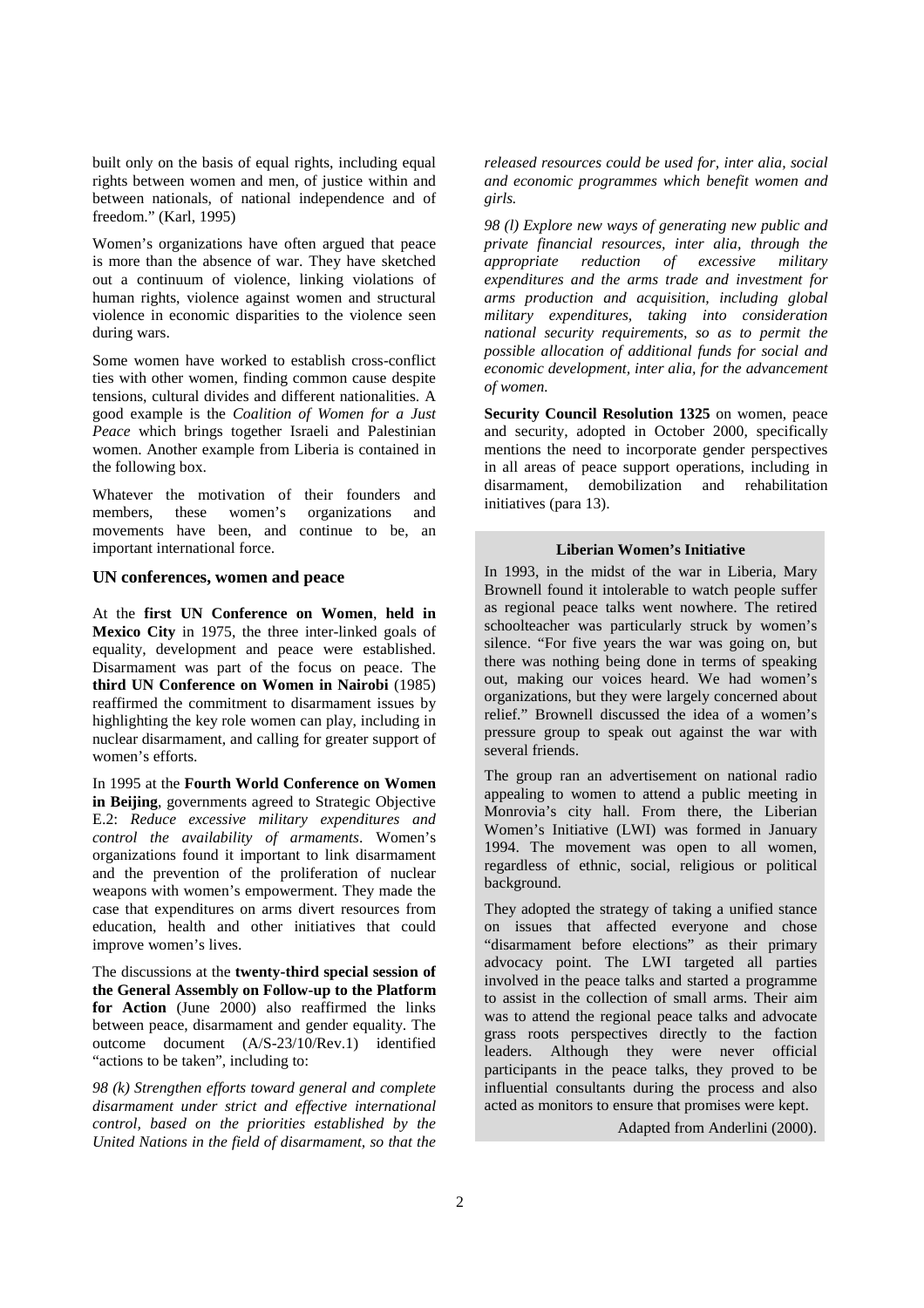built only on the basis of equal rights, including equal rights between women and men, of justice within and between nationals, of national independence and of freedom." (Karl, 1995)

Women's organizations have often argued that peace is more than the absence of war. They have sketched out a continuum of violence, linking violations of human rights, violence against women and structural violence in economic disparities to the violence seen during wars.

Some women have worked to establish cross-conflict ties with other women, finding common cause despite tensions, cultural divides and different nationalities. A good example is the *Coalition of Women for a Just Peace* which brings together Israeli and Palestinian women. Another example from Liberia is contained in the following box.

Whatever the motivation of their founders and members, these women's organizations and movements have been, and continue to be, an important international force.

## UN conferences, women and peace

At the **first UN Conference on Women**, **held in Mexico City** in 1975, the three inter-linked goals of equality, development and peace were established. Disarmament was part of the focus on peace. The **third UN Conference on Women in Nairobi** (1985) reaffirmed the commitment to disarmament issues by highlighting the key role women can play, including in nuclear disarmament, and calling for greater support of women's efforts.

In 1995 at the **Fourth World Conference on Women in Beijing**, governments agreed to Strategic Objective E.2: *Reduce excessive military expenditures and control the availability of armaments*. Women's organizations found it important to link disarmament and the prevention of the proliferation of nuclear weapons with women's empowerment. They made the case that expenditures on arms divert resources from education, health and other initiatives that could improve women's lives.

The discussions at the **twenty-third special session of the General Assembly on Follow-up to the Platform for Action** (June 2000) also reaffirmed the links between peace, disarmament and gender equality. The outcome document (A/S-23/10/Rev.1) identified "actions to be taken", including to:

*98 (k) Strengthen efforts toward general and complete disarmament under strict and effective international control, based on the priorities established by the United Nations in the field of disarmament, so that the released resources could be used for, inter alia, social and economic programmes which benefit women and girls.*

*98 (l) Explore new ways of generating new public and private financial resources, inter alia, through the appropriate reduction of excessive military expenditures and the arms trade and investment for arms production and acquisition, including global military expenditures, taking into consideration national security requirements, so as to permit the possible allocation of additional funds for social and economic development, inter alia, for the advancement of women.*

**Security Council Resolution 1325** on women, peace and security, adopted in October 2000, specifically mentions the need to incorporate gender perspectives in all areas of peace support operations, including in disarmament, demobilization and rehabilitation initiatives (para 13).

### Liberian Women's Initiative

In 1993, in the midst of the war in Liberia, Mary Brownell found it intolerable to watch people suffer as regional peace talks went nowhere. The retired schoolteacher was particularly struck by women's silence. "For five years the war was going on, but there was nothing being done in terms of speaking out, making our voices heard. We had women's organizations, but they were largely concerned about relief." Brownell discussed the idea of a women's pressure group to speak out against the war with several friends.

The group ran an advertisement on national radio appealing to women to attend a public meeting in Monrovia's city hall. From there, the Liberian Women's Initiative (LWI) was formed in January 1994. The movement was open to all women, regardless of ethnic, social, religious or political background.

They adopted the strategy of taking a unified stance on issues that affected everyone and chose "disarmament before elections" as their primary advocacy point. The LWI targeted all parties involved in the peace talks and started a programme to assist in the collection of small arms. Their aim was to attend the regional peace talks and advocate grass roots perspectives directly to the faction leaders. Although they were never official participants in the peace talks, they proved to be influential consultants during the process and also acted as monitors to ensure that promises were kept.

Adapted from Anderlini (2000).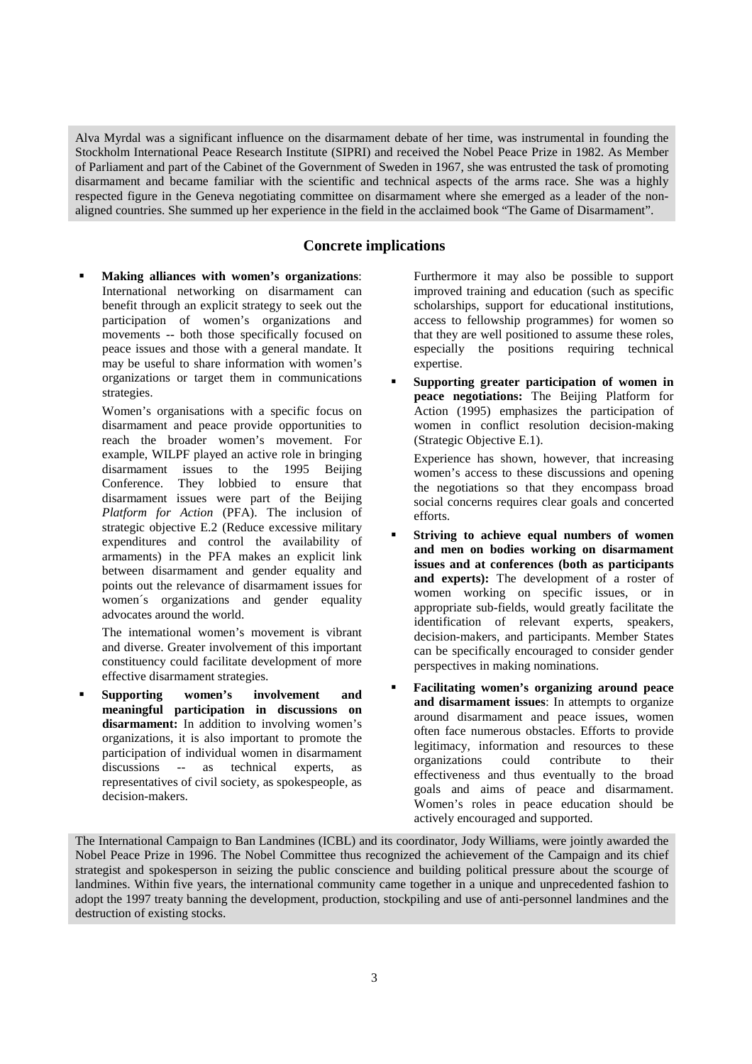Alva Myrdal was a significant influence on the disarmament debate of her time, was instrumental in founding the Stockholm International Peace Research Institute (SIPRI) and received the Nobel Peace Prize in 1982. As Member of Parliament and part of the Cabinet of the Government of Sweden in 1967, she was entrusted the task of promoting disarmament and became familiar with the scientific and technical aspects of the arms race. She was a highly respected figure in the Geneva negotiating committee on disarmament where she emerged as a leader of the non-aligned countries. She summed up her experience in the field in the acclaimed book "The Game of Disarmament".

## Concrete implications

- **Making alliances with women's organizations**: International networking on disarmament can benefit through an explicit strategy to seek out the participation of women's organizations and movements -- both those specifically focused on peace issues and those with a general mandate. It may be useful to share information with women's organizations or target them in communications strategies.

  Women's organisations with a specific focus on disarmament and peace provide opportunities to reach the broader women's movement. For example, WILPF played an active role in bringing disarmament issues to the 1995 Beijing Conference. They lobbied to ensure that disarmament issues were part of the Beijing *Platform for Action* (PFA). The inclusion of strategic objective E.2 (Reduce excessive military expenditures and control the availability of armaments) in the PFA makes an explicit link between disarmament and gender equality and points out the relevance of disarmament issues for women´s organizations and gender equality advocates around the world.

  The international women's movement is vibrant and diverse. Greater involvement of this important constituency could facilitate development of more effective disarmament strategies.

- **Supporting women's involvement and meaningful participation in discussions on disarmament:** In addition to involving women's organizations, it is also important to promote the participation of individual women in disarmament discussions -- as technical experts, as representatives of civil society, as spokespeople, as decision-makers.

  Furthermore it may also be possible to support improved training and education (such as specific scholarships, support for educational institutions, access to fellowship programmes) for women so that they are well positioned to assume these roles, especially the positions requiring technical expertise.

- **Supporting greater participation of women in peace negotiations:** The Beijing Platform for Action (1995) emphasizes the participation of women in conflict resolution decision-making (Strategic Objective E.1).

  Experience has shown, however, that increasing women's access to these discussions and opening the negotiations so that they encompass broad social concerns requires clear goals and concerted efforts.

- **Striving to achieve equal numbers of women and men on bodies working on disarmament issues and at conferences (both as participants and experts):** The development of a roster of women working on specific issues, or in appropriate sub-fields, would greatly facilitate the identification of relevant experts, speakers, decision-makers, and participants. Member States can be specifically encouraged to consider gender perspectives in making nominations.

- **Facilitating women's organizing around peace and disarmament issues**: In attempts to organize around disarmament and peace issues, women often face numerous obstacles. Efforts to provide legitimacy, information and resources to these organizations could contribute to their effectiveness and thus eventually to the broad goals and aims of peace and disarmament. Women's roles in peace education should be actively encouraged and supported.

The International Campaign to Ban Landmines (ICBL) and its coordinator, Jody Williams, were jointly awarded the Nobel Peace Prize in 1996. The Nobel Committee thus recognized the achievement of the Campaign and its chief strategist and spokesperson in seizing the public conscience and building political pressure about the scourge of landmines. Within five years, the international community came together in a unique and unprecedented fashion to adopt the 1997 treaty banning the development, production, stockpiling and use of anti-personnel landmines and the destruction of existing stocks.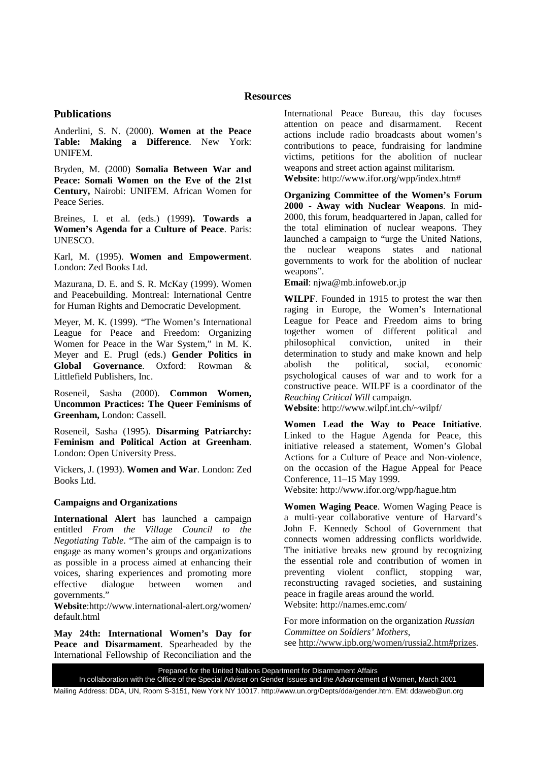# Resources

## Publications

Anderlini, S. N. (2000). **Women at the Peace Table: Making a Difference**. New York: UNIFEM.

Bryden, M. (2000) **Somalia Between War and Peace: Somali Women on the Eve of the 21st Century,** Nairobi: UNIFEM. African Women for Peace Series.

Breines, I. et al. (eds.) (1999**). Towards a Women's Agenda for a Culture of Peace**. Paris: UNESCO.

Karl, M. (1995). **Women and Empowerment**. London: Zed Books Ltd.

Mazurana, D. E. and S. R. McKay (1999). Women and Peacebuilding. Montreal: International Centre for Human Rights and Democratic Development.

Meyer, M. K. (1999). "The Women's International League for Peace and Freedom: Organizing Women for Peace in the War System," in M. K. Meyer and E. Prugl (eds.) **Gender Politics in Global Governance**. Oxford: Rowman & Littlefield Publishers, Inc.

Roseneil, Sasha (2000). **Common Women, Uncommon Practices: The Queer Feminisms of Greenham,** London: Cassell.

Roseneil, Sasha (1995). **Disarming Patriarchy: Feminism and Political Action at Greenham**. London: Open University Press.

Vickers, J. (1993). **Women and War**. London: Zed Books Ltd.

### Campaigns and Organizations

**International Alert** has launched a campaign entitled *From the Village Council to the Negotiating Table*. "The aim of the campaign is to engage as many women's groups and organizations as possible in a process aimed at enhancing their voices, sharing experiences and promoting more effective dialogue between women and governments."
**Website**:http://www.international-alert.org/women/default.html

**May 24th: International Women's Day for Peace and Disarmament**. Spearheaded by the International Fellowship of Reconciliation and the International Peace Bureau, this day focuses attention on peace and disarmament. Recent actions include radio broadcasts about women's contributions to peace, fundraising for landmine victims, petitions for the abolition of nuclear weapons and street action against militarism.
**Website**: http://www.ifor.org/wpp/index.htm#

**Organizing Committee of the Women's Forum 2000 - Away with Nuclear Weapons**. In mid-2000, this forum, headquartered in Japan, called for the total elimination of nuclear weapons. They launched a campaign to "urge the United Nations, the nuclear weapons states and national governments to work for the abolition of nuclear weapons".
**Email**: njwa@mb.infoweb.or.jp

**WILPF**. Founded in 1915 to protest the war then raging in Europe, the Women's International League for Peace and Freedom aims to bring together women of different political and philosophical conviction, united in their determination to study and make known and help abolish the political, social, economic psychological causes of war and to work for a constructive peace. WILPF is a coordinator of the *Reaching Critical Will* campaign.
**Website**: http://www.wilpf.int.ch/~wilpf/

**Women Lead the Way to Peace Initiative**. Linked to the Hague Agenda for Peace, this initiative released a statement, Women's Global Actions for a Culture of Peace and Non-violence, on the occasion of the Hague Appeal for Peace Conference, 11–15 May 1999.
Website: http://www.ifor.org/wpp/hague.htm

**Women Waging Peace**. Women Waging Peace is a multi-year collaborative venture of Harvard's John F. Kennedy School of Government that connects women addressing conflicts worldwide. The initiative breaks new ground by recognizing the essential role and contribution of women in preventing violent conflict, stopping war, reconstructing ravaged societies, and sustaining peace in fragile areas around the world.
Website: http://names.emc.com/

For more information on the organization *Russian Committee on Soldiers' Mothers*,
see http://www.ipb.org/women/russia2.htm#prizes.

Prepared for the United Nations Department for Disarmament Affairs
In collaboration with the Office of the Special Adviser on Gender Issues and the Advancement of Women, March 2001

Mailing Address: DDA, UN, Room S-3151, New York NY 10017. http://www.un.org/Depts/dda/gender.htm. EM: ddaweb@un.org